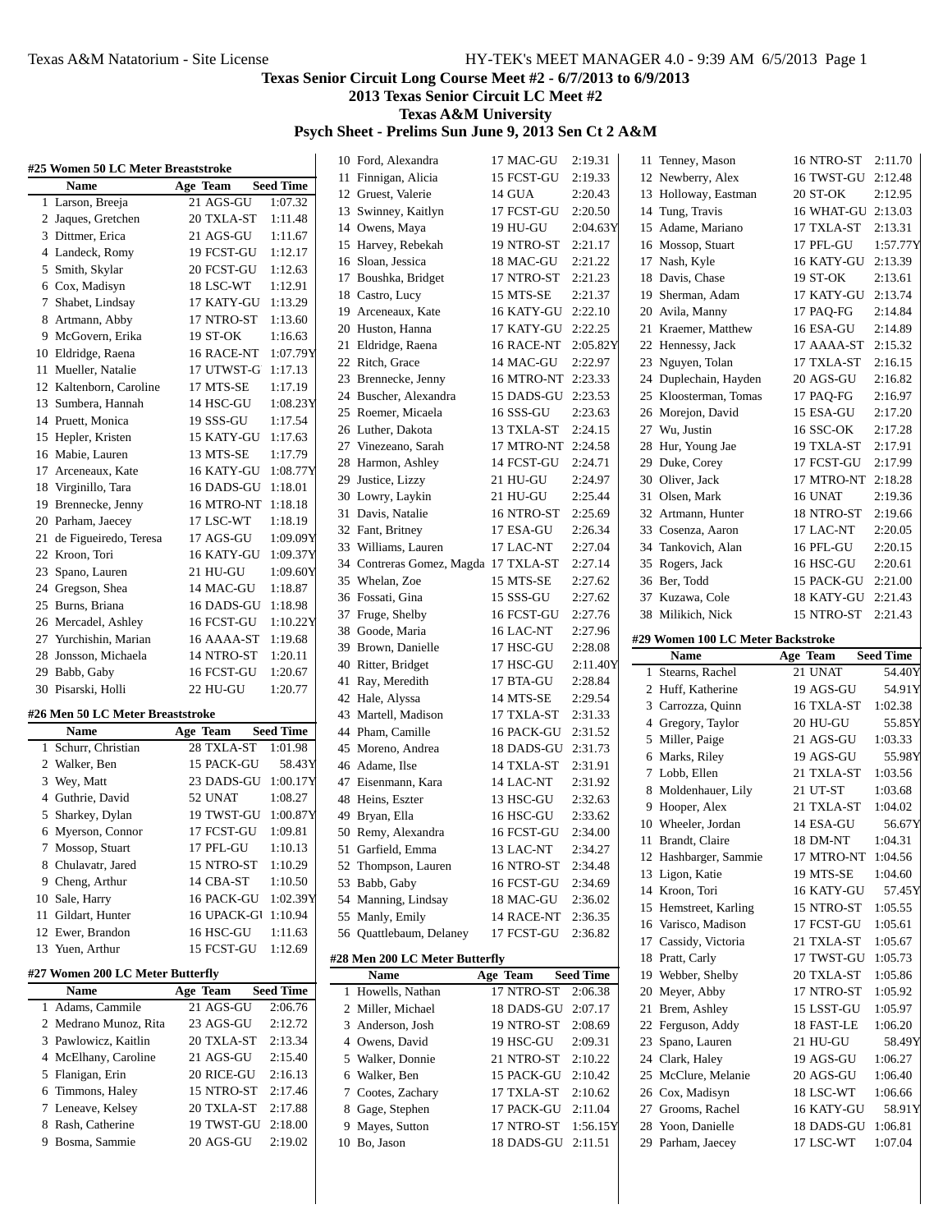# Texas Senior Circuit Long Course Meet #2 - 6/7/2013 to 6/9/2013

## 2013 Texas Senior Circuit LC Meet #2

## Texas A&M University

## Psych Sheet - Prelims Sun June 9, 2013 Sen Ct 2 A&M

### #25 Women 50 LC Meter Breaststroke

| | Name | Age | Team | Seed Time |
|---|---|---|---|---|
| 1 | Larson, Breeja | 21 | AGS-GU | 1:07.32 |
| 2 | Jaques, Gretchen | 20 | TXLA-ST | 1:11.48 |
| 3 | Dittmer, Erica | 21 | AGS-GU | 1:11.67 |
| 4 | Landeck, Romy | 19 | FCST-GU | 1:12.17 |
| 5 | Smith, Skylar | 20 | FCST-GU | 1:12.63 |
| 6 | Cox, Madisyn | 18 | LSC-WT | 1:12.91 |
| 7 | Shabet, Lindsay | 17 | KATY-GU | 1:13.29 |
| 8 | Artmann, Abby | 17 | NTRO-ST | 1:13.60 |
| 9 | McGovern, Erika | 19 | ST-OK | 1:16.63 |
| 10 | Eldridge, Raena | 16 | RACE-NT | 1:07.79Y |
| 11 | Mueller, Natalie | 17 | UTWST-G | 1:17.13 |
| 12 | Kaltenborn, Caroline | 17 | MTS-SE | 1:17.19 |
| 13 | Sumbera, Hannah | 14 | HSC-GU | 1:08.23Y |
| 14 | Pruett, Monica | 19 | SSS-GU | 1:17.54 |
| 15 | Hepler, Kristen | 15 | KATY-GU | 1:17.63 |
| 16 | Mabie, Lauren | 13 | MTS-SE | 1:17.79 |
| 17 | Arceneaux, Kate | 16 | KATY-GU | 1:08.77Y |
| 18 | Virginillo, Tara | 16 | DADS-GU | 1:18.01 |
| 19 | Brennecke, Jenny | 16 | MTRO-NT | 1:18.18 |
| 20 | Parham, Jaecey | 17 | LSC-WT | 1:18.19 |
| 21 | de Figueiredo, Teresa | 17 | AGS-GU | 1:09.09Y |
| 22 | Kroon, Tori | 16 | KATY-GU | 1:09.37Y |
| 23 | Spano, Lauren | 21 | HU-GU | 1:09.60Y |
| 24 | Gregson, Shea | 14 | MAC-GU | 1:18.87 |
| 25 | Burns, Briana | 16 | DADS-GU | 1:18.98 |
| 26 | Mercadel, Ashley | 16 | FCST-GU | 1:10.22Y |
| 27 | Yurchishin, Marian | 16 | AAAA-ST | 1:19.68 |
| 28 | Jonsson, Michaela | 14 | NTRO-ST | 1:20.11 |
| 29 | Babb, Gaby | 16 | FCST-GU | 1:20.67 |
| 30 | Pisarski, Holli | 22 | HU-GU | 1:20.77 |

### #26 Men 50 LC Meter Breaststroke

| | Name | Age | Team | Seed Time |
|---|---|---|---|---|
| 1 | Schurr, Christian | 28 | TXLA-ST | 1:01.98 |
| 2 | Walker, Ben | 15 | PACK-GU | 58.43Y |
| 3 | Wey, Matt | 23 | DADS-GU | 1:00.17Y |
| 4 | Guthrie, David | 52 | UNAT | 1:08.27 |
| 5 | Sharkey, Dylan | 19 | TWST-GU | 1:00.87Y |
| 6 | Myerson, Connor | 17 | FCST-GU | 1:09.81 |
| 7 | Mossop, Stuart | 17 | PFL-GU | 1:10.13 |
| 8 | Chulavatr, Jared | 15 | NTRO-ST | 1:10.29 |
| 9 | Cheng, Arthur | 14 | CBA-ST | 1:10.50 |
| 10 | Sale, Harry | 16 | PACK-GU | 1:02.39Y |
| 11 | Gildart, Hunter | 16 | UPACK-GU | 1:10.94 |
| 12 | Ewer, Brandon | 16 | HSC-GU | 1:11.63 |
| 13 | Yuen, Arthur | 15 | FCST-GU | 1:12.69 |

### #27 Women 200 LC Meter Butterfly

| | Name | Age | Team | Seed Time |
|---|---|---|---|---|
| 1 | Adams, Cammile | 21 | AGS-GU | 2:06.76 |
| 2 | Medrano Munoz, Rita | 23 | AGS-GU | 2:12.72 |
| 3 | Pawlowicz, Kaitlin | 20 | TXLA-ST | 2:13.34 |
| 4 | McElhany, Caroline | 21 | AGS-GU | 2:15.40 |
| 5 | Flanigan, Erin | 20 | RICE-GU | 2:16.13 |
| 6 | Timmons, Haley | 15 | NTRO-ST | 2:17.46 |
| 7 | Leneave, Kelsey | 20 | TXLA-ST | 2:17.88 |
| 8 | Rash, Catherine | 19 | TWST-GU | 2:18.00 |
| 9 | Bosma, Sammie | 20 | AGS-GU | 2:19.02 |
| 10 | Ford, Alexandra | 17 | MAC-GU | 2:19.31 |
| 11 | Finnigan, Alicia | 15 | FCST-GU | 2:19.33 |
| 12 | Gruest, Valerie | 14 | GUA | 2:20.43 |
| 13 | Swinney, Kaitlyn | 17 | FCST-GU | 2:20.50 |
| 14 | Owens, Maya | 19 | HU-GU | 2:04.63Y |
| 15 | Harvey, Rebekah | 19 | NTRO-ST | 2:21.17 |
| 16 | Sloan, Jessica | 18 | MAC-GU | 2:21.22 |
| 17 | Boushka, Bridget | 17 | NTRO-ST | 2:21.23 |
| 18 | Castro, Lucy | 15 | MTS-SE | 2:21.37 |
| 19 | Arceneaux, Kate | 16 | KATY-GU | 2:22.10 |
| 20 | Huston, Hanna | 17 | KATY-GU | 2:22.25 |
| 21 | Eldridge, Raena | 16 | RACE-NT | 2:05.82Y |
| 22 | Ritch, Grace | 14 | MAC-GU | 2:22.97 |
| 23 | Brennecke, Jenny | 16 | MTRO-NT | 2:23.33 |
| 24 | Buscher, Alexandra | 15 | DADS-GU | 2:23.53 |
| 25 | Roemer, Micaela | 16 | SSS-GU | 2:23.63 |
| 26 | Luther, Dakota | 13 | TXLA-ST | 2:24.15 |
| 27 | Vinezeano, Sarah | 17 | MTRO-NT | 2:24.58 |
| 28 | Harmon, Ashley | 14 | FCST-GU | 2:24.71 |
| 29 | Justice, Lizzy | 21 | HU-GU | 2:24.97 |
| 30 | Lowry, Laykin | 21 | HU-GU | 2:25.44 |
| 31 | Davis, Natalie | 16 | NTRO-ST | 2:25.69 |
| 32 | Fant, Britney | 17 | ESA-GU | 2:26.34 |
| 33 | Williams, Lauren | 17 | LAC-NT | 2:27.04 |
| 34 | Contreras Gomez, Magda | 17 | TXLA-ST | 2:27.14 |
| 35 | Whelan, Zoe | 15 | MTS-SE | 2:27.62 |
| 36 | Fossati, Gina | 15 | SSS-GU | 2:27.62 |
| 37 | Fruge, Shelby | 16 | FCST-GU | 2:27.76 |
| 38 | Goode, Maria | 16 | LAC-NT | 2:27.96 |
| 39 | Brown, Danielle | 17 | HSC-GU | 2:28.08 |
| 40 | Ritter, Bridget | 17 | HSC-GU | 2:11.40Y |
| 41 | Ray, Meredith | 17 | BTA-GU | 2:28.84 |
| 42 | Hale, Alyssa | 14 | MTS-SE | 2:29.54 |
| 43 | Martell, Madison | 17 | TXLA-ST | 2:31.33 |
| 44 | Pham, Camille | 16 | PACK-GU | 2:31.52 |
| 45 | Moreno, Andrea | 18 | DADS-GU | 2:31.73 |
| 46 | Adame, Ilse | 14 | TXLA-ST | 2:31.91 |
| 47 | Eisenmann, Kara | 14 | LAC-NT | 2:31.92 |
| 48 | Heins, Eszter | 13 | HSC-GU | 2:32.63 |
| 49 | Bryan, Ella | 16 | HSC-GU | 2:33.62 |
| 50 | Remy, Alexandra | 16 | FCST-GU | 2:34.00 |
| 51 | Garfield, Emma | 13 | LAC-NT | 2:34.27 |
| 52 | Thompson, Lauren | 16 | NTRO-ST | 2:34.48 |
| 53 | Babb, Gaby | 16 | FCST-GU | 2:34.69 |
| 54 | Manning, Lindsay | 18 | MAC-GU | 2:36.02 |
| 55 | Manly, Emily | 14 | RACE-NT | 2:36.35 |
| 56 | Quattlebaum, Delaney | 17 | FCST-GU | 2:36.82 |

### #28 Men 200 LC Meter Butterfly

| | Name | Age | Team | Seed Time |
|---|---|---|---|---|
| 1 | Howells, Nathan | 17 | NTRO-ST | 2:06.38 |
| 2 | Miller, Michael | 18 | DADS-GU | 2:07.17 |
| 3 | Anderson, Josh | 19 | NTRO-ST | 2:08.69 |
| 4 | Owens, David | 19 | HSC-GU | 2:09.31 |
| 5 | Walker, Donnie | 21 | NTRO-ST | 2:10.22 |
| 6 | Walker, Ben | 15 | PACK-GU | 2:10.42 |
| 7 | Cootes, Zachary | 17 | TXLA-ST | 2:10.62 |
| 8 | Gage, Stephen | 17 | PACK-GU | 2:11.04 |
| 9 | Mayes, Sutton | 17 | NTRO-ST | 1:56.15Y |
| 10 | Bo, Jason | 18 | DADS-GU | 2:11.51 |
| 11 | Tenney, Mason | 16 | NTRO-ST | 2:11.70 |
| 12 | Newberry, Alex | 16 | TWST-GU | 2:12.48 |
| 13 | Holloway, Eastman | 20 | ST-OK | 2:12.95 |
| 14 | Tung, Travis | 16 | WHAT-GU | 2:13.03 |
| 15 | Adame, Mariano | 17 | TXLA-ST | 2:13.31 |
| 16 | Mossop, Stuart | 17 | PFL-GU | 1:57.77Y |
| 17 | Nash, Kyle | 16 | KATY-GU | 2:13.39 |
| 18 | Davis, Chase | 19 | ST-OK | 2:13.61 |
| 19 | Sherman, Adam | 17 | KATY-GU | 2:13.74 |
| 20 | Avila, Manny | 17 | PAQ-FG | 2:14.84 |
| 21 | Kraemer, Matthew | 16 | ESA-GU | 2:14.89 |
| 22 | Hennessy, Jack | 17 | AAAA-ST | 2:15.32 |
| 23 | Nguyen, Tolan | 17 | TXLA-ST | 2:16.15 |
| 24 | Duplechain, Hayden | 20 | AGS-GU | 2:16.82 |
| 25 | Kloosterman, Tomas | 17 | PAQ-FG | 2:16.97 |
| 26 | Morejon, David | 15 | ESA-GU | 2:17.20 |
| 27 | Wu, Justin | 16 | SSC-OK | 2:17.28 |
| 28 | Hur, Young Jae | 19 | TXLA-ST | 2:17.91 |
| 29 | Duke, Corey | 17 | FCST-GU | 2:17.99 |
| 30 | Oliver, Jack | 17 | MTRO-NT | 2:18.28 |
| 31 | Olsen, Mark | 16 | UNAT | 2:19.36 |
| 32 | Artmann, Hunter | 18 | NTRO-ST | 2:19.66 |
| 33 | Cosenza, Aaron | 17 | LAC-NT | 2:20.05 |
| 34 | Tankovich, Alan | 16 | PFL-GU | 2:20.15 |
| 35 | Rogers, Jack | 16 | HSC-GU | 2:20.61 |
| 36 | Ber, Todd | 15 | PACK-GU | 2:21.00 |
| 37 | Kuzawa, Cole | 18 | KATY-GU | 2:21.43 |
| 38 | Milikich, Nick | 15 | NTRO-ST | 2:21.43 |

### #29 Women 100 LC Meter Backstroke

| | Name | Age | Team | Seed Time |
|---|---|---|---|---|
| 1 | Stearns, Rachel | 21 | UNAT | 54.40Y |
| 2 | Huff, Katherine | 19 | AGS-GU | 54.91Y |
| 3 | Carrozza, Quinn | 16 | TXLA-ST | 1:02.38 |
| 4 | Gregory, Taylor | 20 | HU-GU | 55.85Y |
| 5 | Miller, Paige | 21 | AGS-GU | 1:03.33 |
| 6 | Marks, Riley | 19 | AGS-GU | 55.98Y |
| 7 | Lobb, Ellen | 21 | TXLA-ST | 1:03.56 |
| 8 | Moldenhauer, Lily | 21 | UT-ST | 1:03.68 |
| 9 | Hooper, Alex | 21 | TXLA-ST | 1:04.02 |
| 10 | Wheeler, Jordan | 14 | ESA-GU | 56.67Y |
| 11 | Brandt, Claire | 18 | DM-NT | 1:04.31 |
| 12 | Hashbarger, Sammie | 17 | MTRO-NT | 1:04.56 |
| 13 | Ligon, Katie | 19 | MTS-SE | 1:04.60 |
| 14 | Kroon, Tori | 16 | KATY-GU | 57.45Y |
| 15 | Hemstreet, Karling | 15 | NTRO-ST | 1:05.55 |
| 16 | Varisco, Madison | 17 | FCST-GU | 1:05.61 |
| 17 | Cassidy, Victoria | 21 | TXLA-ST | 1:05.67 |
| 18 | Pratt, Carly | 17 | TWST-GU | 1:05.73 |
| 19 | Webber, Shelby | 20 | TXLA-ST | 1:05.86 |
| 20 | Meyer, Abby | 17 | NTRO-ST | 1:05.92 |
| 21 | Brem, Ashley | 15 | LSST-GU | 1:05.97 |
| 22 | Ferguson, Addy | 18 | FAST-LE | 1:06.20 |
| 23 | Spano, Lauren | 21 | HU-GU | 58.49Y |
| 24 | Clark, Haley | 19 | AGS-GU | 1:06.27 |
| 25 | McClure, Melanie | 20 | AGS-GU | 1:06.40 |
| 26 | Cox, Madisyn | 18 | LSC-WT | 1:06.66 |
| 27 | Grooms, Rachel | 16 | KATY-GU | 58.91Y |
| 28 | Yoon, Danielle | 18 | DADS-GU | 1:06.81 |
| 29 | Parham, Jaecey | 17 | LSC-WT | 1:07.04 |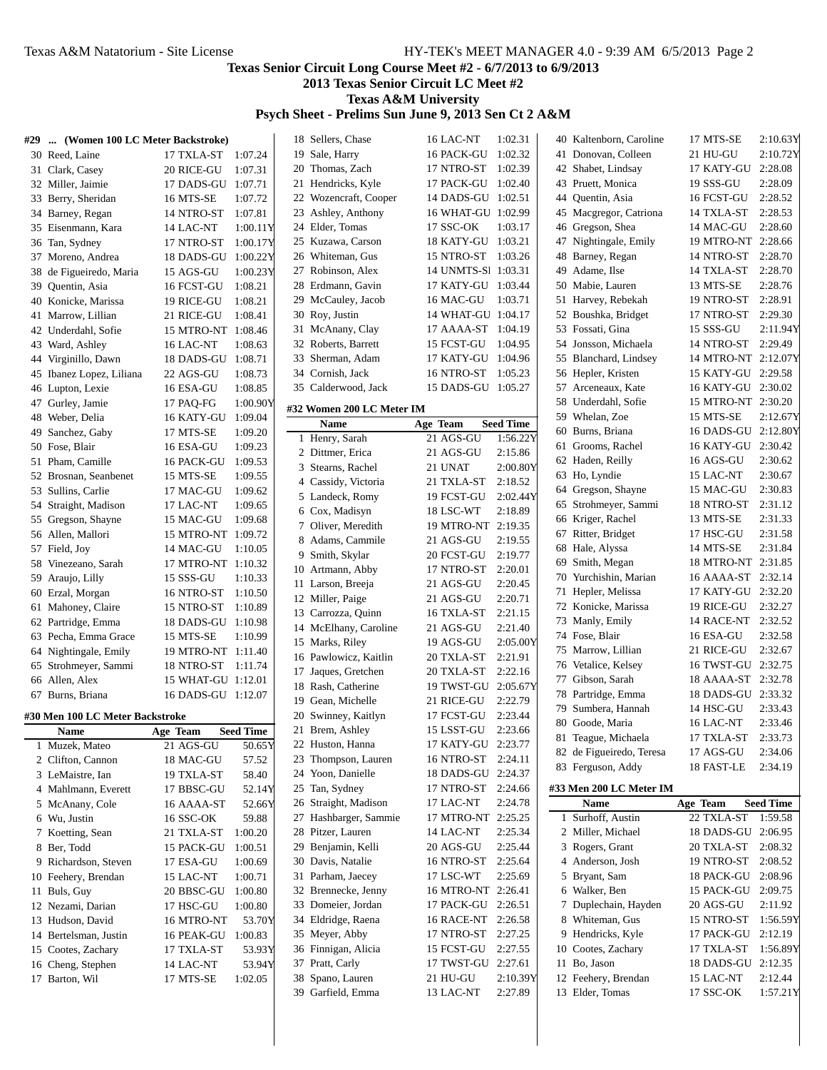### #29 ... (Women 100 LC Meter Backstroke)

| # | Name | Age | Team | Seed Time |
|---|---|---|---|---|
| 30 | Reed, Laine | 17 | TXLA-ST | 1:07.24 |
| 31 | Clark, Casey | 20 | RICE-GU | 1:07.31 |
| 32 | Miller, Jaimie | 17 | DADS-GU | 1:07.71 |
| 33 | Berry, Sheridan | 16 | MTS-SE | 1:07.72 |
| 34 | Barney, Regan | 14 | NTRO-ST | 1:07.81 |
| 35 | Eisenmann, Kara | 14 | LAC-NT | 1:00.11Y |
| 36 | Tan, Sydney | 17 | NTRO-ST | 1:00.17Y |
| 37 | Moreno, Andrea | 18 | DADS-GU | 1:00.22Y |
| 38 | de Figueiredo, Maria | 15 | AGS-GU | 1:00.23Y |
| 39 | Quentin, Asia | 16 | FCST-GU | 1:08.21 |
| 40 | Konicke, Marissa | 19 | RICE-GU | 1:08.21 |
| 41 | Marrow, Lillian | 21 | RICE-GU | 1:08.41 |
| 42 | Underdahl, Sofie | 15 | MTRO-NT | 1:08.46 |
| 43 | Ward, Ashley | 16 | LAC-NT | 1:08.63 |
| 44 | Virginillo, Dawn | 18 | DADS-GU | 1:08.71 |
| 45 | Ibanez Lopez, Liliana | 22 | AGS-GU | 1:08.73 |
| 46 | Lupton, Lexie | 16 | ESA-GU | 1:08.85 |
| 47 | Gurley, Jamie | 17 | PAQ-FG | 1:00.90Y |
| 48 | Weber, Delia | 16 | KATY-GU | 1:09.04 |
| 49 | Sanchez, Gaby | 17 | MTS-SE | 1:09.20 |
| 50 | Fose, Blair | 16 | ESA-GU | 1:09.23 |
| 51 | Pham, Camille | 16 | PACK-GU | 1:09.53 |
| 52 | Brosnan, Seanbenet | 15 | MTS-SE | 1:09.55 |
| 53 | Sullins, Carlie | 17 | MAC-GU | 1:09.62 |
| 54 | Straight, Madison | 17 | LAC-NT | 1:09.65 |
| 55 | Gregson, Shayne | 15 | MAC-GU | 1:09.68 |
| 56 | Allen, Mallori | 15 | MTRO-NT | 1:09.72 |
| 57 | Field, Joy | 14 | MAC-GU | 1:10.05 |
| 58 | Vinezeano, Sarah | 17 | MTRO-NT | 1:10.32 |
| 59 | Araujo, Lilly | 15 | SSS-GU | 1:10.33 |
| 60 | Erzal, Morgan | 16 | NTRO-ST | 1:10.50 |
| 61 | Mahoney, Claire | 15 | NTRO-ST | 1:10.89 |
| 62 | Partridge, Emma | 18 | DADS-GU | 1:10.98 |
| 63 | Pecha, Emma Grace | 15 | MTS-SE | 1:10.99 |
| 64 | Nightingale, Emily | 19 | MTRO-NT | 1:11.40 |
| 65 | Strohmeyer, Sammi | 18 | NTRO-ST | 1:11.74 |
| 66 | Allen, Alex | 15 | WHAT-GU | 1:12.01 |
| 67 | Burns, Briana | 16 | DADS-GU | 1:12.07 |

### #30 Men 100 LC Meter Backstroke

| # | Name | Age | Team | Seed Time |
|---|---|---|---|---|
| 1 | Muzek, Mateo | 21 | AGS-GU | 50.65Y |
| 2 | Clifton, Cannon | 18 | MAC-GU | 57.52 |
| 3 | LeMaistre, Ian | 19 | TXLA-ST | 58.40 |
| 4 | Mahlmann, Everett | 17 | BBSC-GU | 52.14Y |
| 5 | McAnany, Cole | 16 | AAAA-ST | 52.66Y |
| 6 | Wu, Justin | 16 | SSC-OK | 59.88 |
| 7 | Koetting, Sean | 21 | TXLA-ST | 1:00.20 |
| 8 | Ber, Todd | 15 | PACK-GU | 1:00.51 |
| 9 | Richardson, Steven | 17 | ESA-GU | 1:00.69 |
| 10 | Feehery, Brendan | 15 | LAC-NT | 1:00.71 |
| 11 | Buls, Guy | 20 | BBSC-GU | 1:00.80 |
| 12 | Nezami, Darian | 17 | HSC-GU | 1:00.80 |
| 13 | Hudson, David | 16 | MTRO-NT | 53.70Y |
| 14 | Bertelsman, Justin | 16 | PEAK-GU | 1:00.83 |
| 15 | Cootes, Zachary | 17 | TXLA-ST | 53.93Y |
| 16 | Cheng, Stephen | 14 | LAC-NT | 53.94Y |
| 17 | Barton, Wil | 17 | MTS-SE | 1:02.05 |
| 18 | Sellers, Chase | 16 | LAC-NT | 1:02.31 |
| 19 | Sale, Harry | 16 | PACK-GU | 1:02.32 |
| 20 | Thomas, Zach | 17 | NTRO-ST | 1:02.39 |
| 21 | Hendricks, Kyle | 17 | PACK-GU | 1:02.40 |
| 22 | Wozencraft, Cooper | 14 | DADS-GU | 1:02.51 |
| 23 | Ashley, Anthony | 16 | WHAT-GU | 1:02.99 |
| 24 | Elder, Tomas | 17 | SSC-OK | 1:03.17 |
| 25 | Kuzawa, Carson | 18 | KATY-GU | 1:03.21 |
| 26 | Whiteman, Gus | 15 | NTRO-ST | 1:03.26 |
| 27 | Robinson, Alex | 14 | UNMTS-SI | 1:03.31 |
| 28 | Erdmann, Gavin | 17 | KATY-GU | 1:03.44 |
| 29 | McCauley, Jacob | 16 | MAC-GU | 1:03.71 |
| 30 | Roy, Justin | 14 | WHAT-GU | 1:04.17 |
| 31 | McAnany, Clay | 17 | AAAA-ST | 1:04.19 |
| 32 | Roberts, Barrett | 15 | FCST-GU | 1:04.95 |
| 33 | Sherman, Adam | 17 | KATY-GU | 1:04.96 |
| 34 | Cornish, Jack | 16 | NTRO-ST | 1:05.23 |
| 35 | Calderwood, Jack | 15 | DADS-GU | 1:05.27 |

### #32 Women 200 LC Meter IM

| # | Name | Age | Team | Seed Time |
|---|---|---|---|---|
| 1 | Henry, Sarah | 21 | AGS-GU | 1:56.22Y |
| 2 | Dittmer, Erica | 21 | AGS-GU | 2:15.86 |
| 3 | Stearns, Rachel | 21 | UNAT | 2:00.80Y |
| 4 | Cassidy, Victoria | 21 | TXLA-ST | 2:18.52 |
| 5 | Landeck, Romy | 19 | FCST-GU | 2:02.44Y |
| 6 | Cox, Madisyn | 18 | LSC-WT | 2:18.89 |
| 7 | Oliver, Meredith | 19 | MTRO-NT | 2:19.35 |
| 8 | Adams, Cammile | 21 | AGS-GU | 2:19.55 |
| 9 | Smith, Skylar | 20 | FCST-GU | 2:19.77 |
| 10 | Artmann, Abby | 17 | NTRO-ST | 2:20.01 |
| 11 | Larson, Breeja | 21 | AGS-GU | 2:20.45 |
| 12 | Miller, Paige | 21 | AGS-GU | 2:20.71 |
| 13 | Carrozza, Quinn | 16 | TXLA-ST | 2:21.15 |
| 14 | McElhany, Caroline | 21 | AGS-GU | 2:21.40 |
| 15 | Marks, Riley | 19 | AGS-GU | 2:05.00Y |
| 16 | Pawlowicz, Kaitlin | 20 | TXLA-ST | 2:21.91 |
| 17 | Jaques, Gretchen | 20 | TXLA-ST | 2:22.16 |
| 18 | Rash, Catherine | 19 | TWST-GU | 2:05.67Y |
| 19 | Gean, Michelle | 21 | RICE-GU | 2:22.79 |
| 20 | Swinney, Kaitlyn | 17 | FCST-GU | 2:23.44 |
| 21 | Brem, Ashley | 15 | LSST-GU | 2:23.66 |
| 22 | Huston, Hanna | 17 | KATY-GU | 2:23.77 |
| 23 | Thompson, Lauren | 16 | NTRO-ST | 2:24.11 |
| 24 | Yoon, Danielle | 18 | DADS-GU | 2:24.37 |
| 25 | Tan, Sydney | 17 | NTRO-ST | 2:24.66 |
| 26 | Straight, Madison | 17 | LAC-NT | 2:24.78 |
| 27 | Hashbarger, Sammie | 17 | MTRO-NT | 2:25.25 |
| 28 | Pitzer, Lauren | 14 | LAC-NT | 2:25.34 |
| 29 | Benjamin, Kelli | 20 | AGS-GU | 2:25.44 |
| 30 | Davis, Natalie | 16 | NTRO-ST | 2:25.64 |
| 31 | Parham, Jaecey | 17 | LSC-WT | 2:25.69 |
| 32 | Brennecke, Jenny | 16 | MTRO-NT | 2:26.41 |
| 33 | Domeier, Jordan | 17 | PACK-GU | 2:26.51 |
| 34 | Eldridge, Raena | 16 | RACE-NT | 2:26.58 |
| 35 | Meyer, Abby | 17 | NTRO-ST | 2:27.25 |
| 36 | Finnigan, Alicia | 15 | FCST-GU | 2:27.55 |
| 37 | Pratt, Carly | 17 | TWST-GU | 2:27.61 |
| 38 | Spano, Lauren | 21 | HU-GU | 2:10.39Y |
| 39 | Garfield, Emma | 13 | LAC-NT | 2:27.89 |
| 40 | Kaltenborn, Caroline | 17 | MTS-SE | 2:10.63Y |
| 41 | Donovan, Colleen | 21 | HU-GU | 2:10.72Y |
| 42 | Shabet, Lindsay | 17 | KATY-GU | 2:28.08 |
| 43 | Pruett, Monica | 19 | SSS-GU | 2:28.09 |
| 44 | Quentin, Asia | 16 | FCST-GU | 2:28.52 |
| 45 | Macgregor, Catriona | 14 | TXLA-ST | 2:28.53 |
| 46 | Gregson, Shea | 14 | MAC-GU | 2:28.60 |
| 47 | Nightingale, Emily | 19 | MTRO-NT | 2:28.66 |
| 48 | Barney, Regan | 14 | NTRO-ST | 2:28.70 |
| 49 | Adame, Ilse | 14 | TXLA-ST | 2:28.70 |
| 50 | Mabie, Lauren | 13 | MTS-SE | 2:28.76 |
| 51 | Harvey, Rebekah | 19 | NTRO-ST | 2:28.91 |
| 52 | Boushka, Bridget | 17 | NTRO-ST | 2:29.30 |
| 53 | Fossati, Gina | 15 | SSS-GU | 2:11.94Y |
| 54 | Jonsson, Michaela | 14 | NTRO-ST | 2:29.49 |
| 55 | Blanchard, Lindsey | 14 | MTRO-NT | 2:12.07Y |
| 56 | Hepler, Kristen | 15 | KATY-GU | 2:29.58 |
| 57 | Arceneaux, Kate | 16 | KATY-GU | 2:30.02 |
| 58 | Underdahl, Sofie | 15 | MTRO-NT | 2:30.20 |
| 59 | Whelan, Zoe | 15 | MTS-SE | 2:12.67Y |
| 60 | Burns, Briana | 16 | DADS-GU | 2:12.80Y |
| 61 | Grooms, Rachel | 16 | KATY-GU | 2:30.42 |
| 62 | Haden, Reilly | 16 | AGS-GU | 2:30.62 |
| 63 | Ho, Lyndie | 15 | LAC-NT | 2:30.67 |
| 64 | Gregson, Shayne | 15 | MAC-GU | 2:30.83 |
| 65 | Strohmeyer, Sammi | 18 | NTRO-ST | 2:31.12 |
| 66 | Kriger, Rachel | 13 | MTS-SE | 2:31.33 |
| 67 | Ritter, Bridget | 17 | HSC-GU | 2:31.58 |
| 68 | Hale, Alyssa | 14 | MTS-SE | 2:31.84 |
| 69 | Smith, Megan | 18 | MTRO-NT | 2:31.85 |
| 70 | Yurchishin, Marian | 16 | AAAA-ST | 2:32.14 |
| 71 | Hepler, Melissa | 17 | KATY-GU | 2:32.20 |
| 72 | Konicke, Marissa | 19 | RICE-GU | 2:32.27 |
| 73 | Manly, Emily | 14 | RACE-NT | 2:32.52 |
| 74 | Fose, Blair | 16 | ESA-GU | 2:32.58 |
| 75 | Marrow, Lillian | 21 | RICE-GU | 2:32.67 |
| 76 | Vetalice, Kelsey | 16 | TWST-GU | 2:32.75 |
| 77 | Gibson, Sarah | 18 | AAAA-ST | 2:32.78 |
| 78 | Partridge, Emma | 18 | DADS-GU | 2:33.32 |
| 79 | Sumbera, Hannah | 14 | HSC-GU | 2:33.43 |
| 80 | Goode, Maria | 16 | LAC-NT | 2:33.46 |
| 81 | Teague, Michaela | 17 | TXLA-ST | 2:33.73 |
| 82 | de Figueiredo, Teresa | 17 | AGS-GU | 2:34.06 |
| 83 | Ferguson, Addy | 18 | FAST-LE | 2:34.19 |

### #33 Men 200 LC Meter IM

| # | Name | Age | Team | Seed Time |
|---|---|---|---|---|
| 1 | Surhoff, Austin | 22 | TXLA-ST | 1:59.58 |
| 2 | Miller, Michael | 18 | DADS-GU | 2:06.95 |
| 3 | Rogers, Grant | 20 | TXLA-ST | 2:08.32 |
| 4 | Anderson, Josh | 19 | NTRO-ST | 2:08.52 |
| 5 | Bryant, Sam | 18 | PACK-GU | 2:08.96 |
| 6 | Walker, Ben | 15 | PACK-GU | 2:09.75 |
| 7 | Duplechain, Hayden | 20 | AGS-GU | 2:11.92 |
| 8 | Whiteman, Gus | 15 | NTRO-ST | 1:56.59Y |
| 9 | Hendricks, Kyle | 17 | PACK-GU | 2:12.19 |
| 10 | Cootes, Zachary | 17 | TXLA-ST | 1:56.89Y |
| 11 | Bo, Jason | 18 | DADS-GU | 2:12.35 |
| 12 | Feehery, Brendan | 15 | LAC-NT | 2:12.44 |
| 13 | Elder, Tomas | 17 | SSC-OK | 1:57.21Y |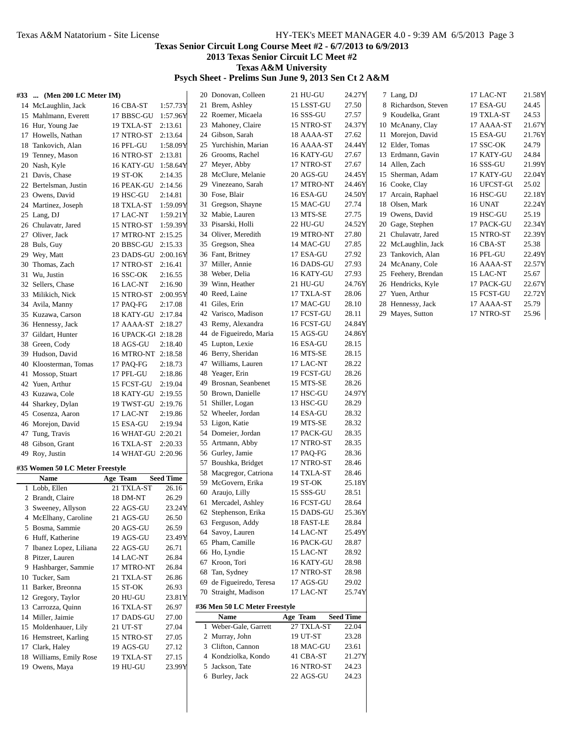## Texas Senior Circuit Long Course Meet #2 - 6/7/2013 to 6/9/2013

### 2013 Texas Senior Circuit LC Meet #2

### Texas A&M University

### Psych Sheet - Prelims Sun June 9, 2013 Sen Ct 2 A&M

#### #33 ... (Men 200 LC Meter IM)

| | Name | Age | Team | Seed Time |
|---|---|---|---|---|
| 14 | McLaughlin, Jack | 16 | CBA-ST | 1:57.73Y |
| 15 | Mahlmann, Everett | 17 | BBSC-GU | 1:57.96Y |
| 16 | Hur, Young Jae | 19 | TXLA-ST | 2:13.61 |
| 17 | Howells, Nathan | 17 | NTRO-ST | 2:13.64 |
| 18 | Tankovich, Alan | 16 | PFL-GU | 1:58.09Y |
| 19 | Tenney, Mason | 16 | NTRO-ST | 2:13.81 |
| 20 | Nash, Kyle | 16 | KATY-GU | 1:58.64Y |
| 21 | Davis, Chase | 19 | ST-OK | 2:14.35 |
| 22 | Bertelsman, Justin | 16 | PEAK-GU | 2:14.56 |
| 23 | Owens, David | 19 | HSC-GU | 2:14.81 |
| 24 | Martinez, Joseph | 18 | TXLA-ST | 1:59.09Y |
| 25 | Lang, DJ | 17 | LAC-NT | 1:59.21Y |
| 26 | Chulavatr, Jared | 15 | NTRO-ST | 1:59.39Y |
| 27 | Oliver, Jack | 17 | MTRO-NT | 2:15.25 |
| 28 | Buls, Guy | 20 | BBSC-GU | 2:15.33 |
| 29 | Wey, Matt | 23 | DADS-GU | 2:00.16Y |
| 30 | Thomas, Zach | 17 | NTRO-ST | 2:16.41 |
| 31 | Wu, Justin | 16 | SSC-OK | 2:16.55 |
| 32 | Sellers, Chase | 16 | LAC-NT | 2:16.90 |
| 33 | Milikich, Nick | 15 | NTRO-ST | 2:00.95Y |
| 34 | Avila, Manny | 17 | PAQ-FG | 2:17.08 |
| 35 | Kuzawa, Carson | 18 | KATY-GU | 2:17.84 |
| 36 | Hennessy, Jack | 17 | AAAA-ST | 2:18.27 |
| 37 | Gildart, Hunter | 16 | UPACK-GU | 2:18.28 |
| 38 | Green, Cody | 18 | AGS-GU | 2:18.40 |
| 39 | Hudson, David | 16 | MTRO-NT | 2:18.58 |
| 40 | Kloosterman, Tomas | 17 | PAQ-FG | 2:18.73 |
| 41 | Mossop, Stuart | 17 | PFL-GU | 2:18.86 |
| 42 | Yuen, Arthur | 15 | FCST-GU | 2:19.04 |
| 43 | Kuzawa, Cole | 18 | KATY-GU | 2:19.55 |
| 44 | Sharkey, Dylan | 19 | TWST-GU | 2:19.76 |
| 45 | Cosenza, Aaron | 17 | LAC-NT | 2:19.86 |
| 46 | Morejon, David | 15 | ESA-GU | 2:19.94 |
| 47 | Tung, Travis | 16 | WHAT-GU | 2:20.21 |
| 48 | Gibson, Grant | 16 | TXLA-ST | 2:20.33 |
| 49 | Roy, Justin | 14 | WHAT-GU | 2:20.96 |

#### #35 Women 50 LC Meter Freestyle

| | Name | Age | Team | Seed Time |
|---|---|---|---|---|
| 1 | Lobb, Ellen | 21 | TXLA-ST | 26.16 |
| 2 | Brandt, Claire | 18 | DM-NT | 26.29 |
| 3 | Sweeney, Allyson | 22 | AGS-GU | 23.24Y |
| 4 | McElhany, Caroline | 21 | AGS-GU | 26.50 |
| 5 | Bosma, Sammie | 20 | AGS-GU | 26.59 |
| 6 | Huff, Katherine | 19 | AGS-GU | 23.49Y |
| 7 | Ibanez Lopez, Liliana | 22 | AGS-GU | 26.71 |
| 8 | Pitzer, Lauren | 14 | LAC-NT | 26.84 |
| 9 | Hashbarger, Sammie | 17 | MTRO-NT | 26.84 |
| 10 | Tucker, Sam | 21 | TXLA-ST | 26.86 |
| 11 | Barker, Breonna | 15 | ST-OK | 26.93 |
| 12 | Gregory, Taylor | 20 | HU-GU | 23.81Y |
| 13 | Carrozza, Quinn | 16 | TXLA-ST | 26.97 |
| 14 | Miller, Jaimie | 17 | DADS-GU | 27.00 |
| 15 | Moldenhauer, Lily | 21 | UT-ST | 27.04 |
| 16 | Hemstreet, Karling | 15 | NTRO-ST | 27.05 |
| 17 | Clark, Haley | 19 | AGS-GU | 27.12 |
| 18 | Williams, Emily Rose | 19 | TXLA-ST | 27.15 |
| 19 | Owens, Maya | 19 | HU-GU | 23.99Y |
| 20 | Donovan, Colleen | 21 | HU-GU | 24.27Y |
| 21 | Brem, Ashley | 15 | LSST-GU | 27.50 |
| 22 | Roemer, Micaela | 16 | SSS-GU | 27.57 |
| 23 | Mahoney, Claire | 15 | NTRO-ST | 24.37Y |
| 24 | Gibson, Sarah | 18 | AAAA-ST | 27.62 |
| 25 | Yurchishin, Marian | 16 | AAAA-ST | 24.44Y |
| 26 | Grooms, Rachel | 16 | KATY-GU | 27.67 |
| 27 | Meyer, Abby | 17 | NTRO-ST | 27.67 |
| 28 | McClure, Melanie | 20 | AGS-GU | 24.45Y |
| 29 | Vinezeano, Sarah | 17 | MTRO-NT | 24.46Y |
| 30 | Fose, Blair | 16 | ESA-GU | 24.50Y |
| 31 | Gregson, Shayne | 15 | MAC-GU | 27.74 |
| 32 | Mabie, Lauren | 13 | MTS-SE | 27.75 |
| 33 | Pisarski, Holli | 22 | HU-GU | 24.52Y |
| 34 | Oliver, Meredith | 19 | MTRO-NT | 27.80 |
| 35 | Gregson, Shea | 14 | MAC-GU | 27.85 |
| 36 | Fant, Britney | 17 | ESA-GU | 27.92 |
| 37 | Miller, Annie | 16 | DADS-GU | 27.93 |
| 38 | Weber, Delia | 16 | KATY-GU | 27.93 |
| 39 | Winn, Heather | 21 | HU-GU | 24.76Y |
| 40 | Reed, Laine | 17 | TXLA-ST | 28.06 |
| 41 | Giles, Erin | 17 | MAC-GU | 28.10 |
| 42 | Varisco, Madison | 17 | FCST-GU | 28.11 |
| 43 | Remy, Alexandra | 16 | FCST-GU | 24.84Y |
| 44 | de Figueiredo, Maria | 15 | AGS-GU | 24.86Y |
| 45 | Lupton, Lexie | 16 | ESA-GU | 28.15 |
| 46 | Berry, Sheridan | 16 | MTS-SE | 28.15 |
| 47 | Williams, Lauren | 17 | LAC-NT | 28.22 |
| 48 | Yeager, Erin | 19 | FCST-GU | 28.26 |
| 49 | Brosnan, Seanbenet | 15 | MTS-SE | 28.26 |
| 50 | Brown, Danielle | 17 | HSC-GU | 24.97Y |
| 51 | Shiller, Logan | 13 | HSC-GU | 28.29 |
| 52 | Wheeler, Jordan | 14 | ESA-GU | 28.32 |
| 53 | Ligon, Katie | 19 | MTS-SE | 28.32 |
| 54 | Domeier, Jordan | 17 | PACK-GU | 28.35 |
| 55 | Artmann, Abby | 17 | NTRO-ST | 28.35 |
| 56 | Gurley, Jamie | 17 | PAQ-FG | 28.36 |
| 57 | Boushka, Bridget | 17 | NTRO-ST | 28.46 |
| 58 | Macgregor, Catriona | 14 | TXLA-ST | 28.46 |
| 59 | McGovern, Erika | 19 | ST-OK | 25.18Y |
| 60 | Araujo, Lilly | 15 | SSS-GU | 28.51 |
| 61 | Mercadel, Ashley | 16 | FCST-GU | 28.64 |
| 62 | Stephenson, Erika | 15 | DADS-GU | 25.36Y |
| 63 | Ferguson, Addy | 18 | FAST-LE | 28.84 |
| 64 | Savoy, Lauren | 14 | LAC-NT | 25.49Y |
| 65 | Pham, Camille | 16 | PACK-GU | 28.87 |
| 66 | Ho, Lyndie | 15 | LAC-NT | 28.92 |
| 67 | Kroon, Tori | 16 | KATY-GU | 28.98 |
| 68 | Tan, Sydney | 17 | NTRO-ST | 28.98 |
| 69 | de Figueiredo, Teresa | 17 | AGS-GU | 29.02 |
| 70 | Straight, Madison | 17 | LAC-NT | 25.74Y |

#### #36 Men 50 LC Meter Freestyle

| | Name | Age | Team | Seed Time |
|---|---|---|---|---|
| 1 | Weber-Gale, Garrett | 27 | TXLA-ST | 22.04 |
| 2 | Murray, John | 19 | UT-ST | 23.28 |
| 3 | Clifton, Cannon | 18 | MAC-GU | 23.61 |
| 4 | Kondziolka, Kondo | 41 | CBA-ST | 21.27Y |
| 5 | Jackson, Tate | 16 | NTRO-ST | 24.23 |
| 6 | Burley, Jack | 22 | AGS-GU | 24.23 |
| 7 | Lang, DJ | 17 | LAC-NT | 21.58Y |
| 8 | Richardson, Steven | 17 | ESA-GU | 24.45 |
| 9 | Koudelka, Grant | 19 | TXLA-ST | 24.53 |
| 10 | McAnany, Clay | 17 | AAAA-ST | 21.67Y |
| 11 | Morejon, David | 15 | ESA-GU | 21.76Y |
| 12 | Elder, Tomas | 17 | SSC-OK | 24.79 |
| 13 | Erdmann, Gavin | 17 | KATY-GU | 24.84 |
| 14 | Allen, Zach | 16 | SSS-GU | 21.99Y |
| 15 | Sherman, Adam | 17 | KATY-GU | 22.04Y |
| 16 | Cooke, Clay | 16 | UFCST-GU | 25.02 |
| 17 | Arcain, Raphael | 16 | HSC-GU | 22.18Y |
| 18 | Olsen, Mark | 16 | UNAT | 22.24Y |
| 19 | Owens, David | 19 | HSC-GU | 25.19 |
| 20 | Gage, Stephen | 17 | PACK-GU | 22.34Y |
| 21 | Chulavatr, Jared | 15 | NTRO-ST | 22.39Y |
| 22 | McLaughlin, Jack | 16 | CBA-ST | 25.38 |
| 23 | Tankovich, Alan | 16 | PFL-GU | 22.49Y |
| 24 | McAnany, Cole | 16 | AAAA-ST | 22.57Y |
| 25 | Feehery, Brendan | 15 | LAC-NT | 25.67 |
| 26 | Hendricks, Kyle | 17 | PACK-GU | 22.67Y |
| 27 | Yuen, Arthur | 15 | FCST-GU | 22.72Y |
| 28 | Hennessy, Jack | 17 | AAAA-ST | 25.79 |
| 29 | Mayes, Sutton | 17 | NTRO-ST | 25.96 |